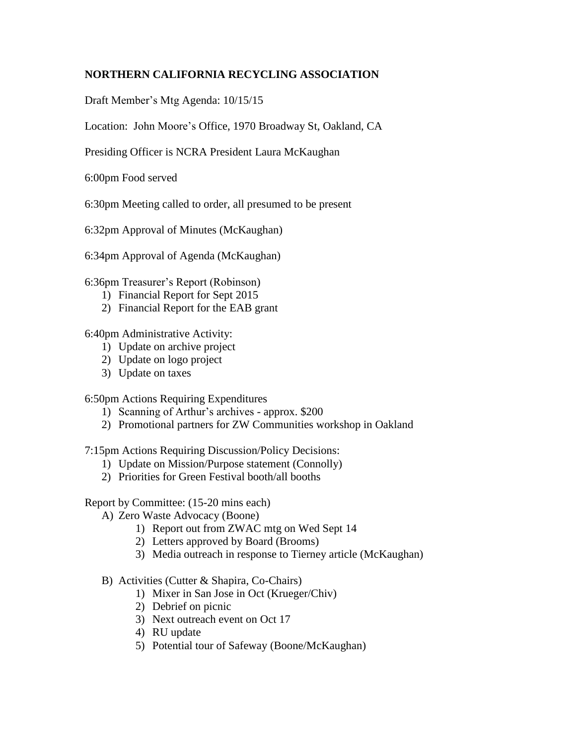**NORTHERN CALIFORNIA RECYCLING ASSOCIATION**

Draft Member's Mtg Agenda: 10/15/15

Location: John Moore's Office, 1970 Broadway St, Oakland, CA

Presiding Officer is NCRA President Laura McKaughan

6:00pm Food served

6:30pm Meeting called to order, all presumed to be present

6:32pm Approval of Minutes (McKaughan)

6:34pm Approval of Agenda (McKaughan)

6:36pm Treasurer's Report (Robinson)

1) Financial Report for Sept 2015
2) Financial Report for the EAB grant

6:40pm Administrative Activity:

1) Update on archive project
2) Update on logo project
3) Update on taxes

6:50pm Actions Requiring Expenditures

1) Scanning of Arthur's archives - approx. $200
2) Promotional partners for ZW Communities workshop in Oakland

7:15pm Actions Requiring Discussion/Policy Decisions:

1) Update on Mission/Purpose statement (Connolly)
2) Priorities for Green Festival booth/all booths

Report by Committee: (15-20 mins each)

A) Zero Waste Advocacy (Boone)
    1) Report out from ZWAC mtg on Wed Sept 14
    2) Letters approved by Board (Brooms)
    3) Media outreach in response to Tierney article (McKaughan)

B) Activities (Cutter & Shapira, Co-Chairs)
    1) Mixer in San Jose in Oct (Krueger/Chiv)
    2) Debrief on picnic
    3) Next outreach event on Oct 17
    4) RU update
    5) Potential tour of Safeway (Boone/McKaughan)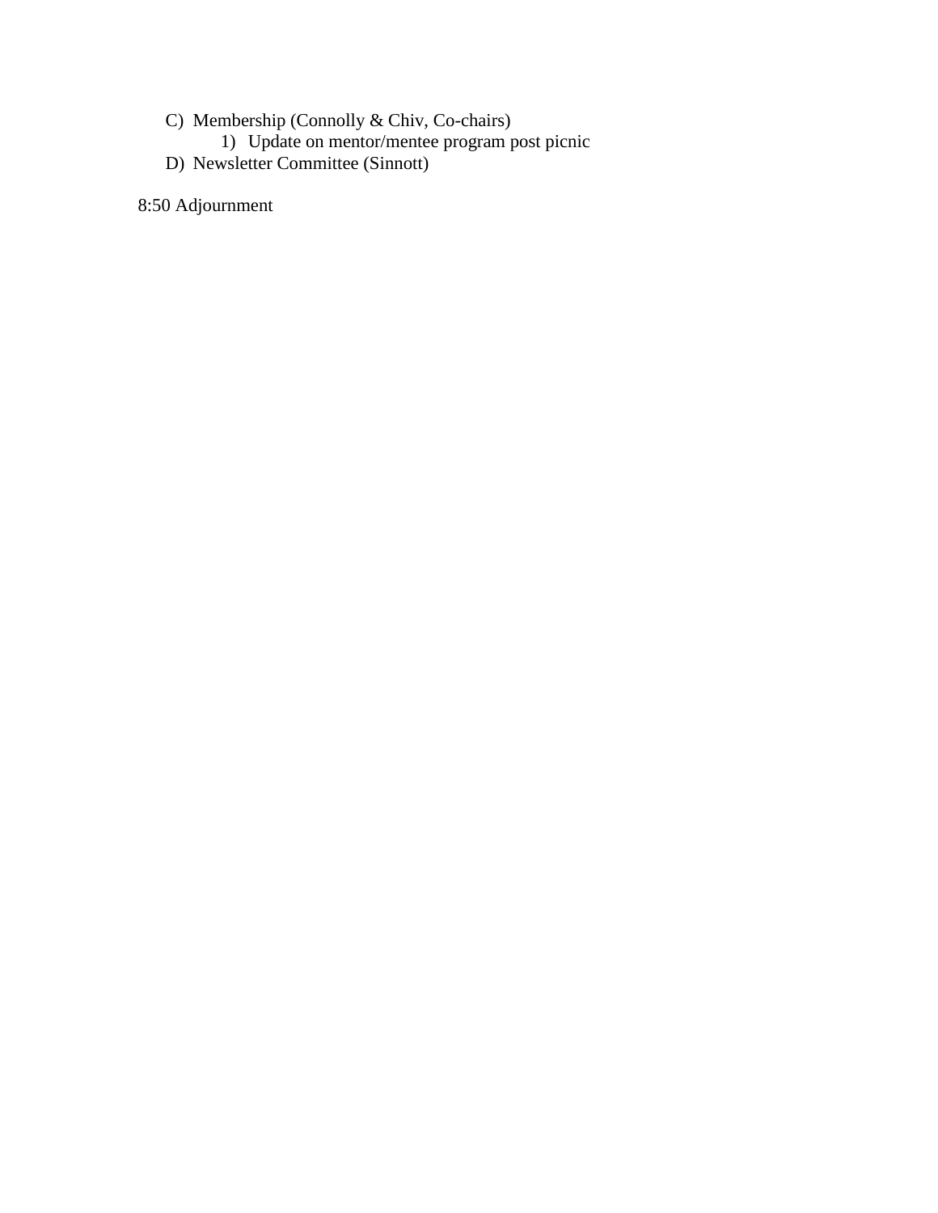C) Membership (Connolly & Chiv, Co-chairs)
    1) Update on mentor/mentee program post picnic
D) Newsletter Committee (Sinnott)

8:50 Adjournment